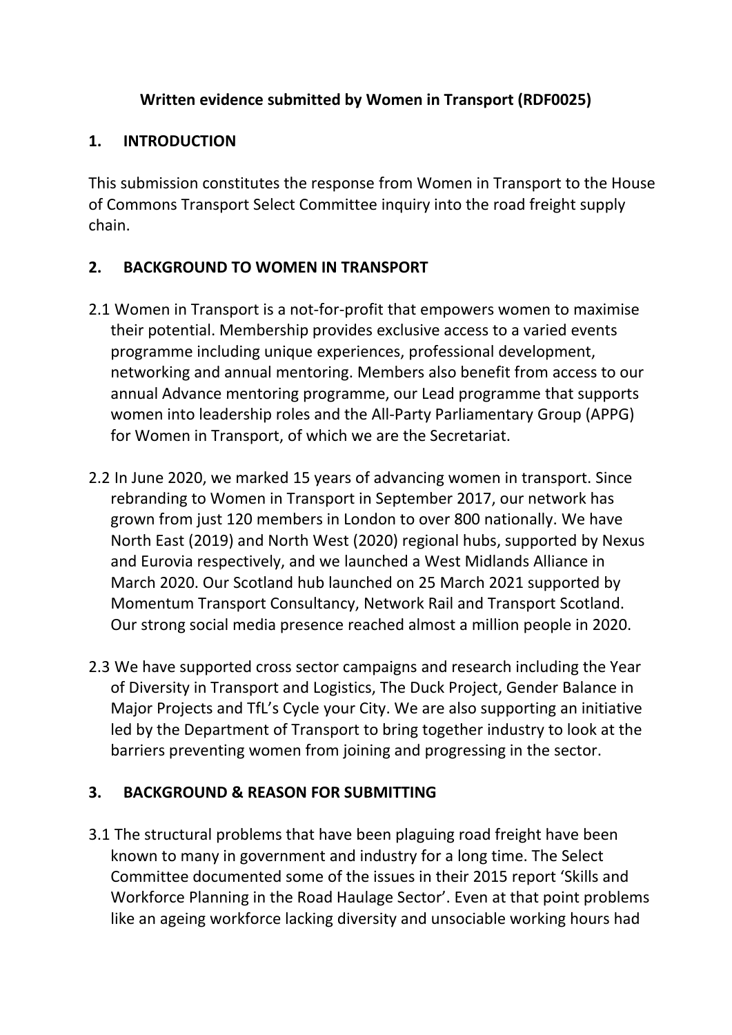**Written evidence submitted by Women in Transport (RDF0025)**

## 1. INTRODUCTION

This submission constitutes the response from Women in Transport to the House of Commons Transport Select Committee inquiry into the road freight supply chain.

## 2. BACKGROUND TO WOMEN IN TRANSPORT

2.1 Women in Transport is a not-for-profit that empowers women to maximise their potential. Membership provides exclusive access to a varied events programme including unique experiences, professional development, networking and annual mentoring. Members also benefit from access to our annual Advance mentoring programme, our Lead programme that supports women into leadership roles and the All-Party Parliamentary Group (APPG) for Women in Transport, of which we are the Secretariat.

2.2 In June 2020, we marked 15 years of advancing women in transport. Since rebranding to Women in Transport in September 2017, our network has grown from just 120 members in London to over 800 nationally. We have North East (2019) and North West (2020) regional hubs, supported by Nexus and Eurovia respectively, and we launched a West Midlands Alliance in March 2020. Our Scotland hub launched on 25 March 2021 supported by Momentum Transport Consultancy, Network Rail and Transport Scotland. Our strong social media presence reached almost a million people in 2020.

2.3 We have supported cross sector campaigns and research including the Year of Diversity in Transport and Logistics, The Duck Project, Gender Balance in Major Projects and TfL's Cycle your City. We are also supporting an initiative led by the Department of Transport to bring together industry to look at the barriers preventing women from joining and progressing in the sector.

## 3. BACKGROUND & REASON FOR SUBMITTING

3.1 The structural problems that have been plaguing road freight have been known to many in government and industry for a long time. The Select Committee documented some of the issues in their 2015 report 'Skills and Workforce Planning in the Road Haulage Sector'. Even at that point problems like an ageing workforce lacking diversity and unsociable working hours had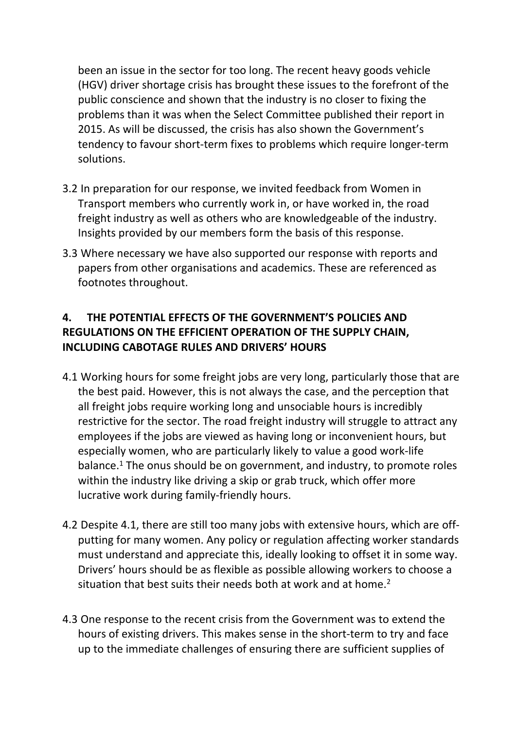been an issue in the sector for too long. The recent heavy goods vehicle (HGV) driver shortage crisis has brought these issues to the forefront of the public conscience and shown that the industry is no closer to fixing the problems than it was when the Select Committee published their report in 2015. As will be discussed, the crisis has also shown the Government's tendency to favour short-term fixes to problems which require longer-term solutions.

3.2 In preparation for our response, we invited feedback from Women in Transport members who currently work in, or have worked in, the road freight industry as well as others who are knowledgeable of the industry. Insights provided by our members form the basis of this response.

3.3 Where necessary we have also supported our response with reports and papers from other organisations and academics. These are referenced as footnotes throughout.

## 4. THE POTENTIAL EFFECTS OF THE GOVERNMENT'S POLICIES AND REGULATIONS ON THE EFFICIENT OPERATION OF THE SUPPLY CHAIN, INCLUDING CABOTAGE RULES AND DRIVERS' HOURS

4.1 Working hours for some freight jobs are very long, particularly those that are the best paid. However, this is not always the case, and the perception that all freight jobs require working long and unsociable hours is incredibly restrictive for the sector. The road freight industry will struggle to attract any employees if the jobs are viewed as having long or inconvenient hours, but especially women, who are particularly likely to value a good work-life balance.[1] The onus should be on government, and industry, to promote roles within the industry like driving a skip or grab truck, which offer more lucrative work during family-friendly hours.

4.2 Despite 4.1, there are still too many jobs with extensive hours, which are off-putting for many women. Any policy or regulation affecting worker standards must understand and appreciate this, ideally looking to offset it in some way. Drivers' hours should be as flexible as possible allowing workers to choose a situation that best suits their needs both at work and at home.[2]

4.3 One response to the recent crisis from the Government was to extend the hours of existing drivers. This makes sense in the short-term to try and face up to the immediate challenges of ensuring there are sufficient supplies of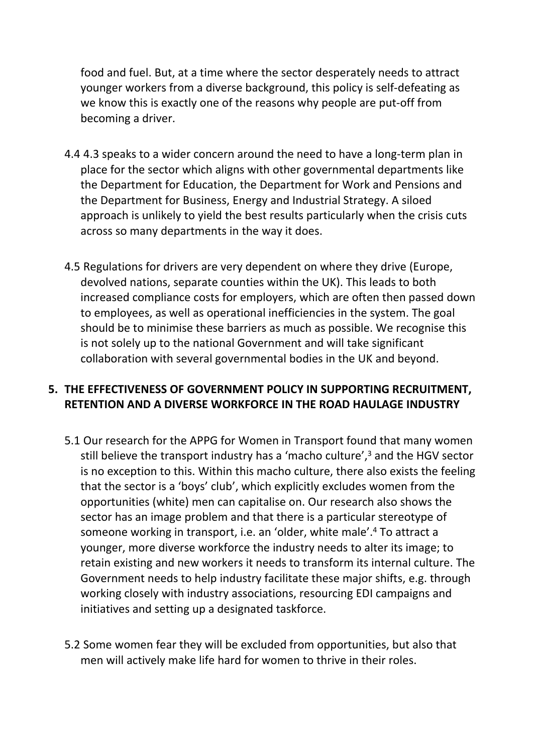food and fuel. But, at a time where the sector desperately needs to attract younger workers from a diverse background, this policy is self-defeating as we know this is exactly one of the reasons why people are put-off from becoming a driver.

4.4 4.3 speaks to a wider concern around the need to have a long-term plan in place for the sector which aligns with other governmental departments like the Department for Education, the Department for Work and Pensions and the Department for Business, Energy and Industrial Strategy. A siloed approach is unlikely to yield the best results particularly when the crisis cuts across so many departments in the way it does.

4.5 Regulations for drivers are very dependent on where they drive (Europe, devolved nations, separate counties within the UK). This leads to both increased compliance costs for employers, which are often then passed down to employees, as well as operational inefficiencies in the system. The goal should be to minimise these barriers as much as possible. We recognise this is not solely up to the national Government and will take significant collaboration with several governmental bodies in the UK and beyond.

## 5. THE EFFECTIVENESS OF GOVERNMENT POLICY IN SUPPORTING RECRUITMENT, RETENTION AND A DIVERSE WORKFORCE IN THE ROAD HAULAGE INDUSTRY

5.1 Our research for the APPG for Women in Transport found that many women still believe the transport industry has a 'macho culture',[3] and the HGV sector is no exception to this. Within this macho culture, there also exists the feeling that the sector is a 'boys' club', which explicitly excludes women from the opportunities (white) men can capitalise on. Our research also shows the sector has an image problem and that there is a particular stereotype of someone working in transport, i.e. an 'older, white male'.[4] To attract a younger, more diverse workforce the industry needs to alter its image; to retain existing and new workers it needs to transform its internal culture. The Government needs to help industry facilitate these major shifts, e.g. through working closely with industry associations, resourcing EDI campaigns and initiatives and setting up a designated taskforce.

5.2 Some women fear they will be excluded from opportunities, but also that men will actively make life hard for women to thrive in their roles.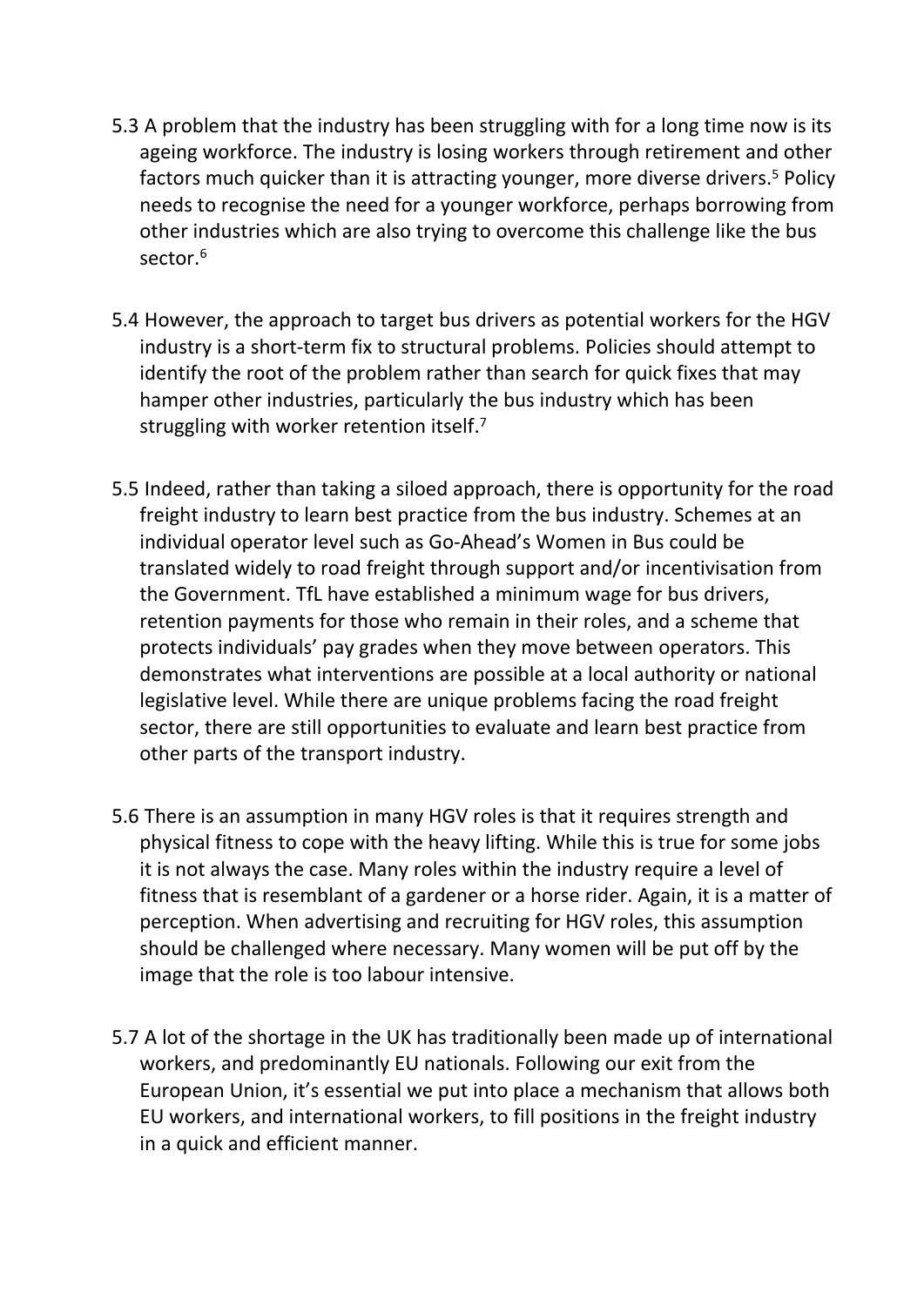5.3 A problem that the industry has been struggling with for a long time now is its ageing workforce. The industry is losing workers through retirement and other factors much quicker than it is attracting younger, more diverse drivers.[5] Policy needs to recognise the need for a younger workforce, perhaps borrowing from other industries which are also trying to overcome this challenge like the bus sector.[6]

5.4 However, the approach to target bus drivers as potential workers for the HGV industry is a short-term fix to structural problems. Policies should attempt to identify the root of the problem rather than search for quick fixes that may hamper other industries, particularly the bus industry which has been struggling with worker retention itself.[7]

5.5 Indeed, rather than taking a siloed approach, there is opportunity for the road freight industry to learn best practice from the bus industry. Schemes at an individual operator level such as Go-Ahead's Women in Bus could be translated widely to road freight through support and/or incentivisation from the Government. TfL have established a minimum wage for bus drivers, retention payments for those who remain in their roles, and a scheme that protects individuals' pay grades when they move between operators. This demonstrates what interventions are possible at a local authority or national legislative level. While there are unique problems facing the road freight sector, there are still opportunities to evaluate and learn best practice from other parts of the transport industry.

5.6 There is an assumption in many HGV roles is that it requires strength and physical fitness to cope with the heavy lifting. While this is true for some jobs it is not always the case. Many roles within the industry require a level of fitness that is resemblant of a gardener or a horse rider. Again, it is a matter of perception. When advertising and recruiting for HGV roles, this assumption should be challenged where necessary. Many women will be put off by the image that the role is too labour intensive.

5.7 A lot of the shortage in the UK has traditionally been made up of international workers, and predominantly EU nationals. Following our exit from the European Union, it's essential we put into place a mechanism that allows both EU workers, and international workers, to fill positions in the freight industry in a quick and efficient manner.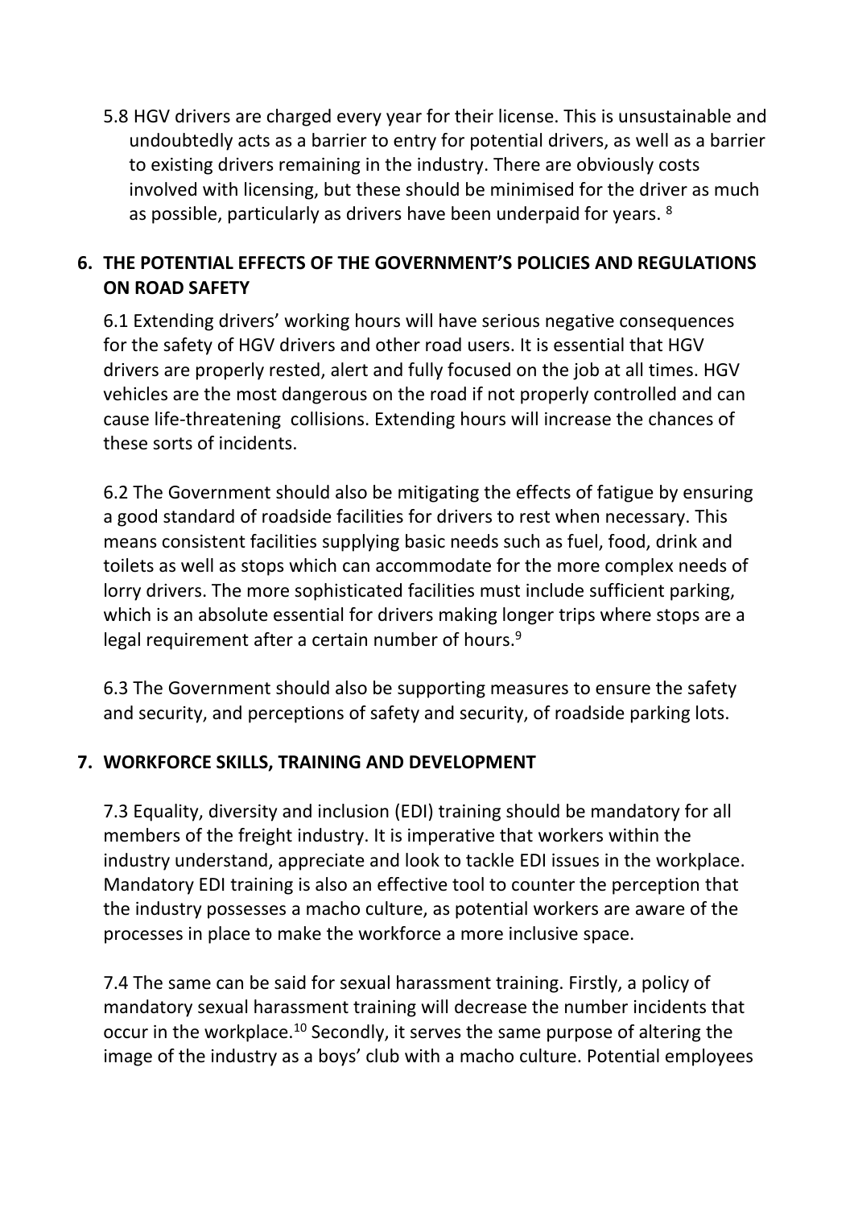5.8 HGV drivers are charged every year for their license. This is unsustainable and undoubtedly acts as a barrier to entry for potential drivers, as well as a barrier to existing drivers remaining in the industry. There are obviously costs involved with licensing, but these should be minimised for the driver as much as possible, particularly as drivers have been underpaid for years. [8]

## 6. THE POTENTIAL EFFECTS OF THE GOVERNMENT'S POLICIES AND REGULATIONS ON ROAD SAFETY

6.1 Extending drivers' working hours will have serious negative consequences for the safety of HGV drivers and other road users. It is essential that HGV drivers are properly rested, alert and fully focused on the job at all times. HGV vehicles are the most dangerous on the road if not properly controlled and can cause life-threatening collisions. Extending hours will increase the chances of these sorts of incidents.

6.2 The Government should also be mitigating the effects of fatigue by ensuring a good standard of roadside facilities for drivers to rest when necessary. This means consistent facilities supplying basic needs such as fuel, food, drink and toilets as well as stops which can accommodate for the more complex needs of lorry drivers. The more sophisticated facilities must include sufficient parking, which is an absolute essential for drivers making longer trips where stops are a legal requirement after a certain number of hours.[9]

6.3 The Government should also be supporting measures to ensure the safety and security, and perceptions of safety and security, of roadside parking lots.

## 7. WORKFORCE SKILLS, TRAINING AND DEVELOPMENT

7.3 Equality, diversity and inclusion (EDI) training should be mandatory for all members of the freight industry. It is imperative that workers within the industry understand, appreciate and look to tackle EDI issues in the workplace. Mandatory EDI training is also an effective tool to counter the perception that the industry possesses a macho culture, as potential workers are aware of the processes in place to make the workforce a more inclusive space.

7.4 The same can be said for sexual harassment training. Firstly, a policy of mandatory sexual harassment training will decrease the number incidents that occur in the workplace.[10] Secondly, it serves the same purpose of altering the image of the industry as a boys' club with a macho culture. Potential employees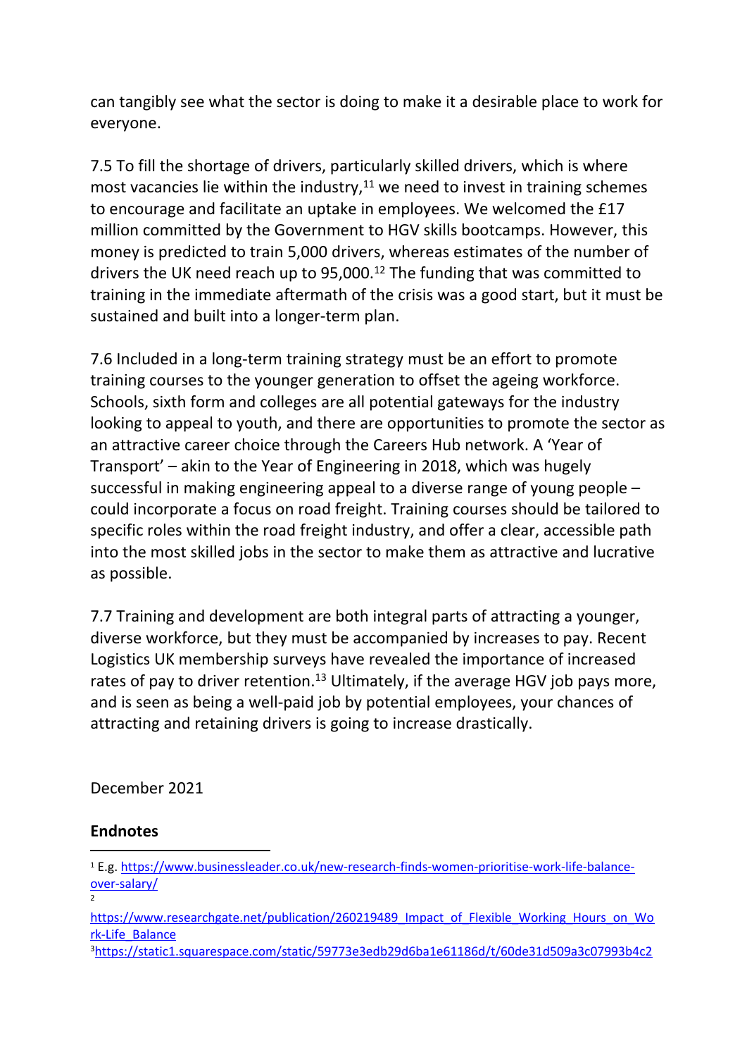can tangibly see what the sector is doing to make it a desirable place to work for everyone.

7.5 To fill the shortage of drivers, particularly skilled drivers, which is where most vacancies lie within the industry,[11] we need to invest in training schemes to encourage and facilitate an uptake in employees. We welcomed the £17 million committed by the Government to HGV skills bootcamps. However, this money is predicted to train 5,000 drivers, whereas estimates of the number of drivers the UK need reach up to 95,000.[12] The funding that was committed to training in the immediate aftermath of the crisis was a good start, but it must be sustained and built into a longer-term plan.

7.6 Included in a long-term training strategy must be an effort to promote training courses to the younger generation to offset the ageing workforce. Schools, sixth form and colleges are all potential gateways for the industry looking to appeal to youth, and there are opportunities to promote the sector as an attractive career choice through the Careers Hub network. A 'Year of Transport' – akin to the Year of Engineering in 2018, which was hugely successful in making engineering appeal to a diverse range of young people – could incorporate a focus on road freight. Training courses should be tailored to specific roles within the road freight industry, and offer a clear, accessible path into the most skilled jobs in the sector to make them as attractive and lucrative as possible.

7.7 Training and development are both integral parts of attracting a younger, diverse workforce, but they must be accompanied by increases to pay. Recent Logistics UK membership surveys have revealed the importance of increased rates of pay to driver retention.[13] Ultimately, if the average HGV job pays more, and is seen as being a well-paid job by potential employees, your chances of attracting and retaining drivers is going to increase drastically.

December 2021

**Endnotes**

[1] E.g. https://www.businessleader.co.uk/new-research-finds-women-prioritise-work-life-balance-over-salary/

[2] https://www.researchgate.net/publication/260219489_Impact_of_Flexible_Working_Hours_on_Work-Life_Balance

[3] https://static1.squarespace.com/static/59773e3edb29d6ba1e61186d/t/60de31d509a3c07993b4c2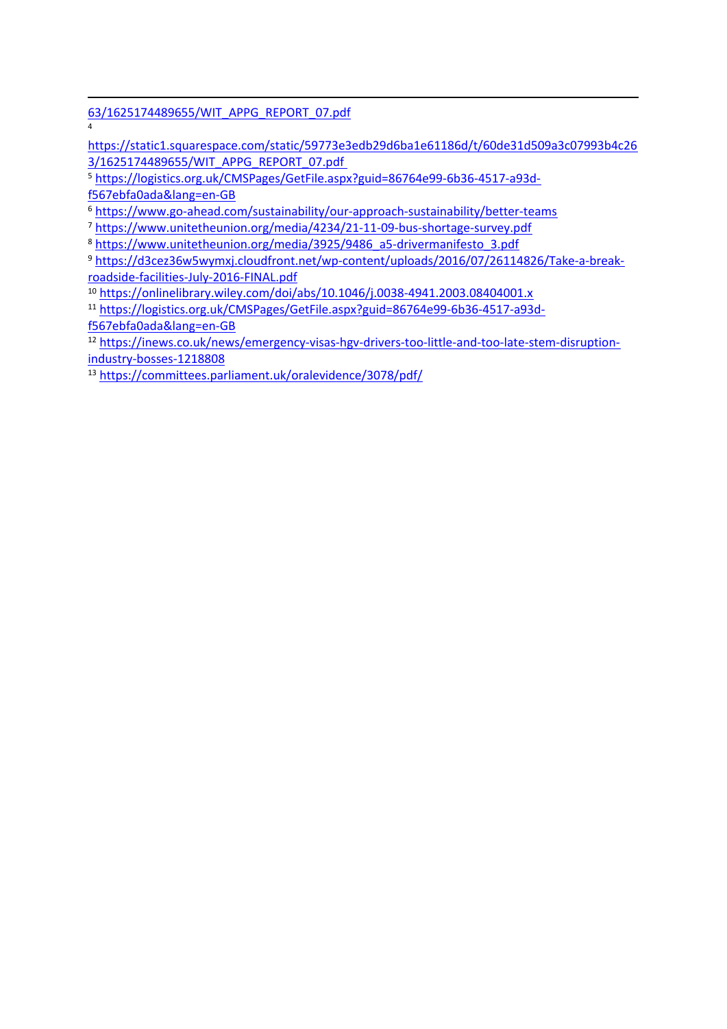63/1625174489655/WIT_APPG_REPORT_07.pdf

[4] https://static1.squarespace.com/static/59773e3edb29d6ba1e61186d/t/60de31d509a3c07993b4c263/1625174489655/WIT_APPG_REPORT_07.pdf

[5] https://logistics.org.uk/CMSPages/GetFile.aspx?guid=86764e99-6b36-4517-a93d-f567ebfa0ada&lang=en-GB

[6] https://www.go-ahead.com/sustainability/our-approach-sustainability/better-teams

[7] https://www.unitetheunion.org/media/4234/21-11-09-bus-shortage-survey.pdf

[8] https://www.unitetheunion.org/media/3925/9486_a5-drivermanifesto_3.pdf

[9] https://d3cez36w5wymxj.cloudfront.net/wp-content/uploads/2016/07/26114826/Take-a-break-roadside-facilities-July-2016-FINAL.pdf

[10] https://onlinelibrary.wiley.com/doi/abs/10.1046/j.0038-4941.2003.08404001.x

[11] https://logistics.org.uk/CMSPages/GetFile.aspx?guid=86764e99-6b36-4517-a93d-f567ebfa0ada&lang=en-GB

[12] https://inews.co.uk/news/emergency-visas-hgv-drivers-too-little-and-too-late-stem-disruption-industry-bosses-1218808

[13] https://committees.parliament.uk/oralevidence/3078/pdf/